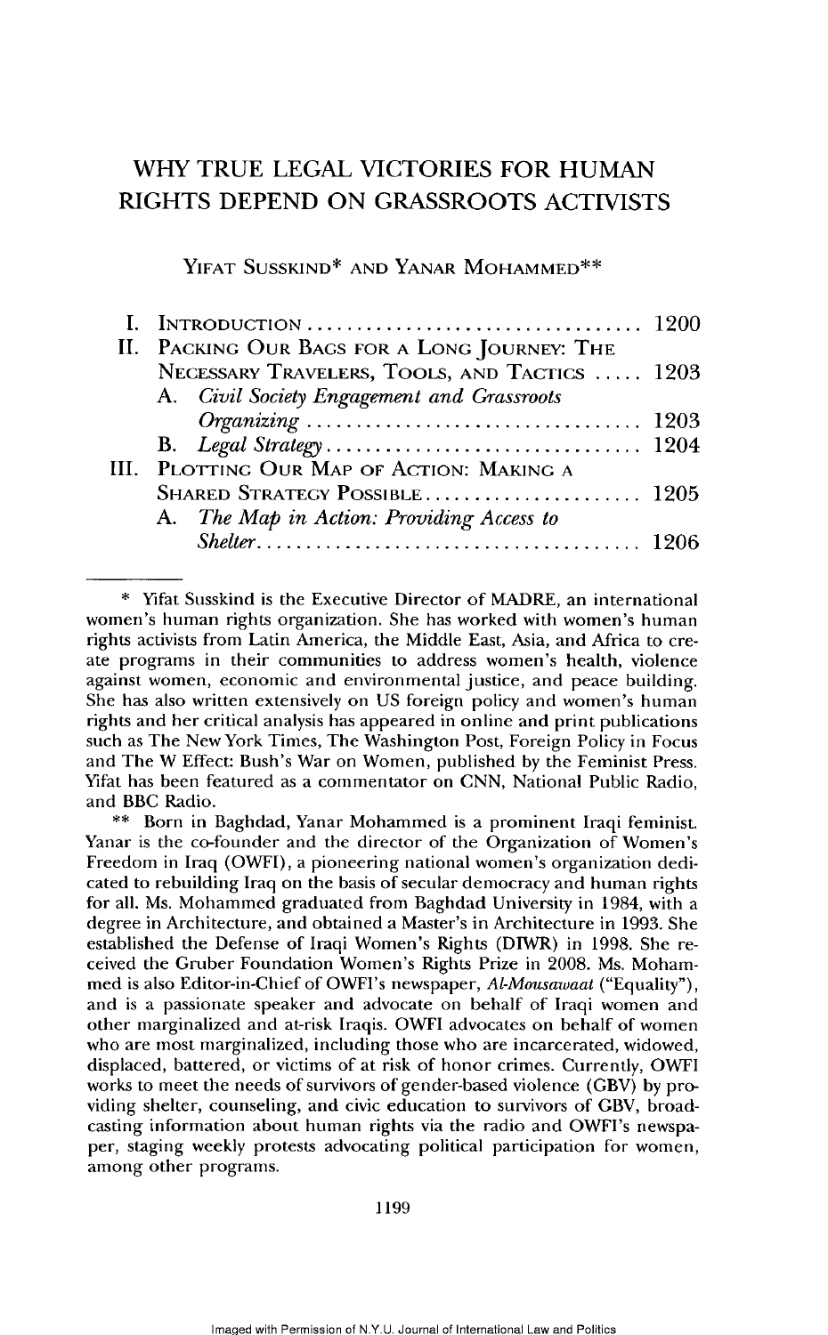# WHY TRUE LEGAL VICTORIES FOR HUMAN RIGHTS DEPEND ON GRASSROOTS ACTIVISTS

YIFAT SUSSKIND* AND YANAR MOHAMMED**

I. INTRODUCTION .................................. 1200

II. PACKING OUR BAGS FOR A LONG JOURNEY: THE NECESSARY TRAVELERS, TOOLS, AND TACTICS ..... 1203

  A. *Civil Society Engagement and Grassroots Organizing* .................................. 1203

  B. *Legal Strategy* ................................ 1204

III. PLOTTING OUR MAP OF ACTION: MAKING A SHARED STRATEGY POSSIBLE ....................... 1205

  A. *The Map in Action: Providing Access to Shelter* ....................................... 1206

---

\* Yifat Susskind is the Executive Director of MADRE, an international women's human rights organization. She has worked with women's human rights activists from Latin America, the Middle East, Asia, and Africa to create programs in their communities to address women's health, violence against women, economic and environmental justice, and peace building. She has also written extensively on US foreign policy and women's human rights and her critical analysis has appeared in online and print publications such as The New York Times, The Washington Post, Foreign Policy in Focus and The W Effect: Bush's War on Women, published by the Feminist Press. Yifat has been featured as a commentator on CNN, National Public Radio, and BBC Radio.

\*\* Born in Baghdad, Yanar Mohammed is a prominent Iraqi feminist. Yanar is the co-founder and the director of the Organization of Women's Freedom in Iraq (OWFI), a pioneering national women's organization dedicated to rebuilding Iraq on the basis of secular democracy and human rights for all. Ms. Mohammed graduated from Baghdad University in 1984, with a degree in Architecture, and obtained a Master's in Architecture in 1993. She established the Defense of Iraqi Women's Rights (DIWR) in 1998. She received the Gruber Foundation Women's Rights Prize in 2008. Ms. Mohammed is also Editor-in-Chief of OWFI's newspaper, *Al-Mousawaat* ("Equality"), and is a passionate speaker and advocate on behalf of Iraqi women and other marginalized and at-risk Iraqis. OWFI advocates on behalf of women who are most marginalized, including those who are incarcerated, widowed, displaced, battered, or victims of at risk of honor crimes. Currently, OWFI works to meet the needs of survivors of gender-based violence (GBV) by providing shelter, counseling, and civic education to survivors of GBV, broadcasting information about human rights via the radio and OWFI's newspaper, staging weekly protests advocating political participation for women, among other programs.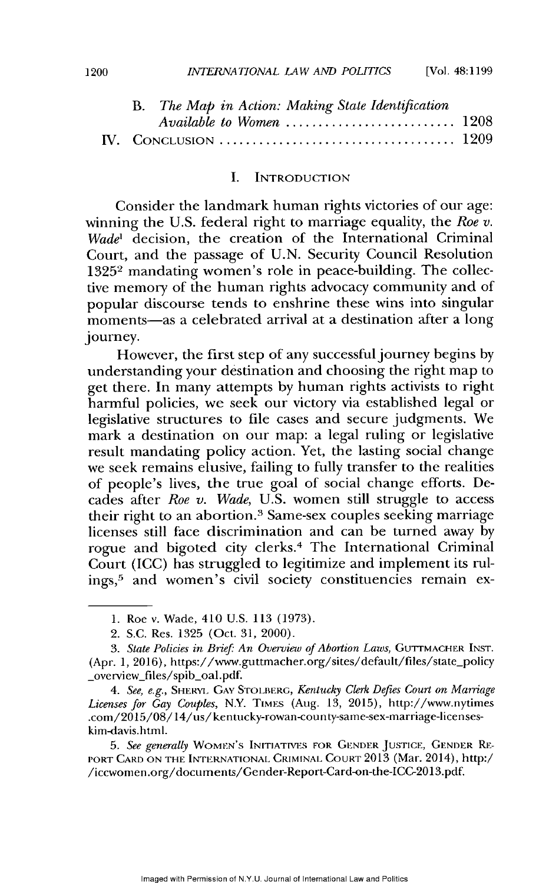B. *The Map in Action: Making State Identification Available to Women* .......................... 1208

IV. Conclusion .................................... 1209

## I. Introduction

Consider the landmark human rights victories of our age: winning the U.S. federal right to marriage equality, the *Roe v. Wade*[1] decision, the creation of the International Criminal Court, and the passage of U.N. Security Council Resolution 1325[2] mandating women's role in peace-building. The collective memory of the human rights advocacy community and of popular discourse tends to enshrine these wins into singular moments—as a celebrated arrival at a destination after a long journey.

However, the first step of any successful journey begins by understanding your destination and choosing the right map to get there. In many attempts by human rights activists to right harmful policies, we seek our victory via established legal or legislative structures to file cases and secure judgments. We mark a destination on our map: a legal ruling or legislative result mandating policy action. Yet, the lasting social change we seek remains elusive, failing to fully transfer to the realities of people's lives, the true goal of social change efforts. Decades after *Roe v. Wade,* U.S. women still struggle to access their right to an abortion.[3] Same-sex couples seeking marriage licenses still face discrimination and can be turned away by rogue and bigoted city clerks.[4] The International Criminal Court (ICC) has struggled to legitimize and implement its rulings,[5] and women's civil society constituencies remain ex-

---

1. Roe v. Wade, 410 U.S. 113 (1973).

2. S.C. Res. 1325 (Oct. 31, 2000).

3. *State Policies in Brief: An Overview of Abortion Laws*, Guttmacher Inst. (Apr. 1, 2016), https://www.guttmacher.org/sites/default/files/state_policy_overview_files/spib_oal.pdf.

4. *See, e.g.*, Sheryl Gay Stolberg, *Kentucky Clerk Defies Court on Marriage Licenses for Gay Couples*, N.Y. Times (Aug. 13, 2015), http://www.nytimes.com/2015/08/14/us/kentucky-rowan-county-same-sex-marriage-licenses-kim-davis.html.

5. *See generally* Women's Initiatives for Gender Justice, Gender Report Card on the International Criminal Court 2013 (Mar. 2014), http://iccwomen.org/documents/Gender-Report-Card-on-the-ICC-2013.pdf.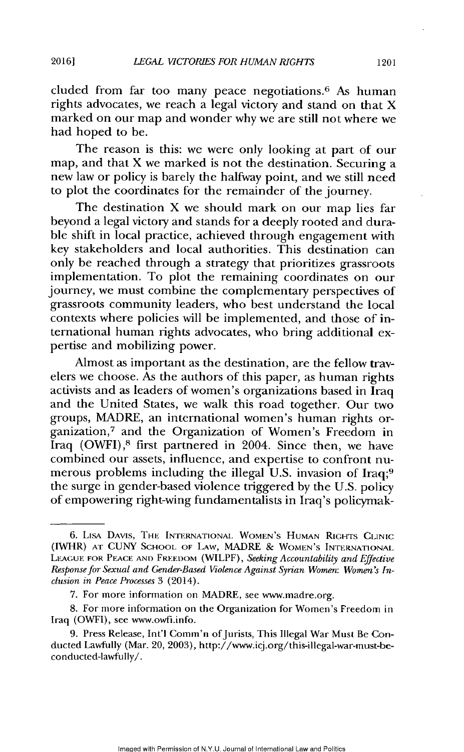cluded from far too many peace negotiations.[6] As human rights advocates, we reach a legal victory and stand on that X marked on our map and wonder why we are still not where we had hoped to be.

The reason is this: we were only looking at part of our map, and that X we marked is not the destination. Securing a new law or policy is barely the halfway point, and we still need to plot the coordinates for the remainder of the journey.

The destination X we should mark on our map lies far beyond a legal victory and stands for a deeply rooted and durable shift in local practice, achieved through engagement with key stakeholders and local authorities. This destination can only be reached through a strategy that prioritizes grassroots implementation. To plot the remaining coordinates on our journey, we must combine the complementary perspectives of grassroots community leaders, who best understand the local contexts where policies will be implemented, and those of international human rights advocates, who bring additional expertise and mobilizing power.

Almost as important as the destination, are the fellow travelers we choose. As the authors of this paper, as human rights activists and as leaders of women's organizations based in Iraq and the United States, we walk this road together. Our two groups, MADRE, an international women's human rights organization,[7] and the Organization of Women's Freedom in Iraq (OWFI),[8] first partnered in 2004. Since then, we have combined our assets, influence, and expertise to confront numerous problems including the illegal U.S. invasion of Iraq;[9] the surge in gender-based violence triggered by the U.S. policy of empowering right-wing fundamentalists in Iraq's policymak-

---

6. Lisa Davis, The International Women's Human Rights Clinic (IWHR) at CUNY School of Law, MADRE & Women's International League for Peace and Freedom (WILPF), *Seeking Accountability and Effective Response for Sexual and Gender-Based Violence Against Syrian Women: Women's Inclusion in Peace Processes* 3 (2014).

7. For more information on MADRE, see www.madre.org.

8. For more information on the Organization for Women's Freedom in Iraq (OWFI), see www.owfi.info.

9. Press Release, Int'l Comm'n of Jurists, This Illegal War Must Be Conducted Lawfully (Mar. 20, 2003), http://www.icj.org/this-illegal-war-must-be-conducted-lawfully/.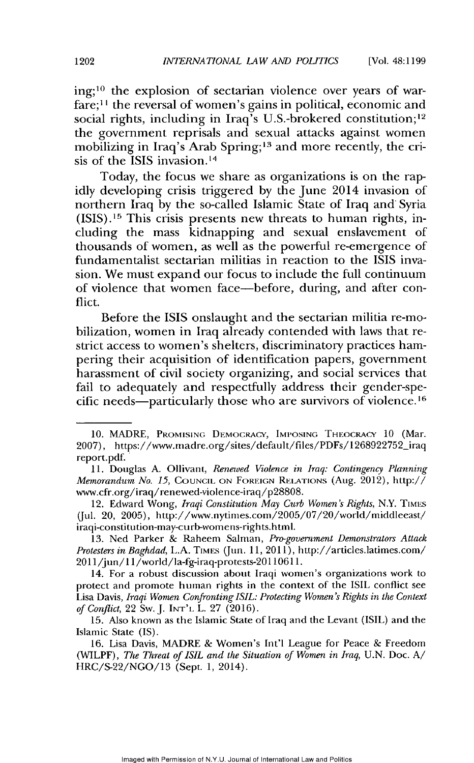ing;[10] the explosion of sectarian violence over years of warfare;[11] the reversal of women's gains in political, economic and social rights, including in Iraq's U.S.-brokered constitution;[12] the government reprisals and sexual attacks against women mobilizing in Iraq's Arab Spring;[13] and more recently, the crisis of the ISIS invasion.[14]

Today, the focus we share as organizations is on the rapidly developing crisis triggered by the June 2014 invasion of northern Iraq by the so-called Islamic State of Iraq and Syria (ISIS).[15] This crisis presents new threats to human rights, including the mass kidnapping and sexual enslavement of thousands of women, as well as the powerful re-emergence of fundamentalist sectarian militias in reaction to the ISIS invasion. We must expand our focus to include the full continuum of violence that women face—before, during, and after conflict.

Before the ISIS onslaught and the sectarian militia re-mobilization, women in Iraq already contended with laws that restrict access to women's shelters, discriminatory practices hampering their acquisition of identification papers, government harassment of civil society organizing, and social services that fail to adequately and respectfully address their gender-specific needs—particularly those who are survivors of violence.[16]

---

10. MADRE, PROMISING DEMOCRACY, IMPOSING THEOCRACY 10 (Mar. 2007), https://www.madre.org/sites/default/files/PDFs/1268922752_iraqreport.pdf.

11. Douglas A. Ollivant, *Renewed Violence in Iraq: Contingency Planning Memorandum No. 15*, COUNCIL ON FOREIGN RELATIONS (Aug. 2012), http://www.cfr.org/iraq/renewed-violence-iraq/p28808.

12. Edward Wong, *Iraqi Constitution May Curb Women's Rights*, N.Y. TIMES (Jul. 20, 2005), http://www.nytimes.com/2005/07/20/world/middleeast/iraqi-constitution-may-curb-womens-rights.html.

13. Ned Parker & Raheem Salman, *Pro-government Demonstrators Attack Protesters in Baghdad*, L.A. TIMES (Jun. 11, 2011), http://articles.latimes.com/2011/jun/11/world/la-fg-iraq-protests-20110611.

14. For a robust discussion about Iraqi women's organizations work to protect and promote human rights in the context of the ISIL conflict see Lisa Davis, *Iraqi Women Confronting ISIL: Protecting Women's Rights in the Context of Conflict*, 22 SW. J. INT'L L. 27 (2016).

15. Also known as the Islamic State of Iraq and the Levant (ISIL) and the Islamic State (IS).

16. Lisa Davis, MADRE & Women's Int'l League for Peace & Freedom (WILPF), *The Threat of ISIL and the Situation of Women in Iraq*, U.N. Doc. A/HRC/S-22/NGO/13 (Sept. 1, 2014).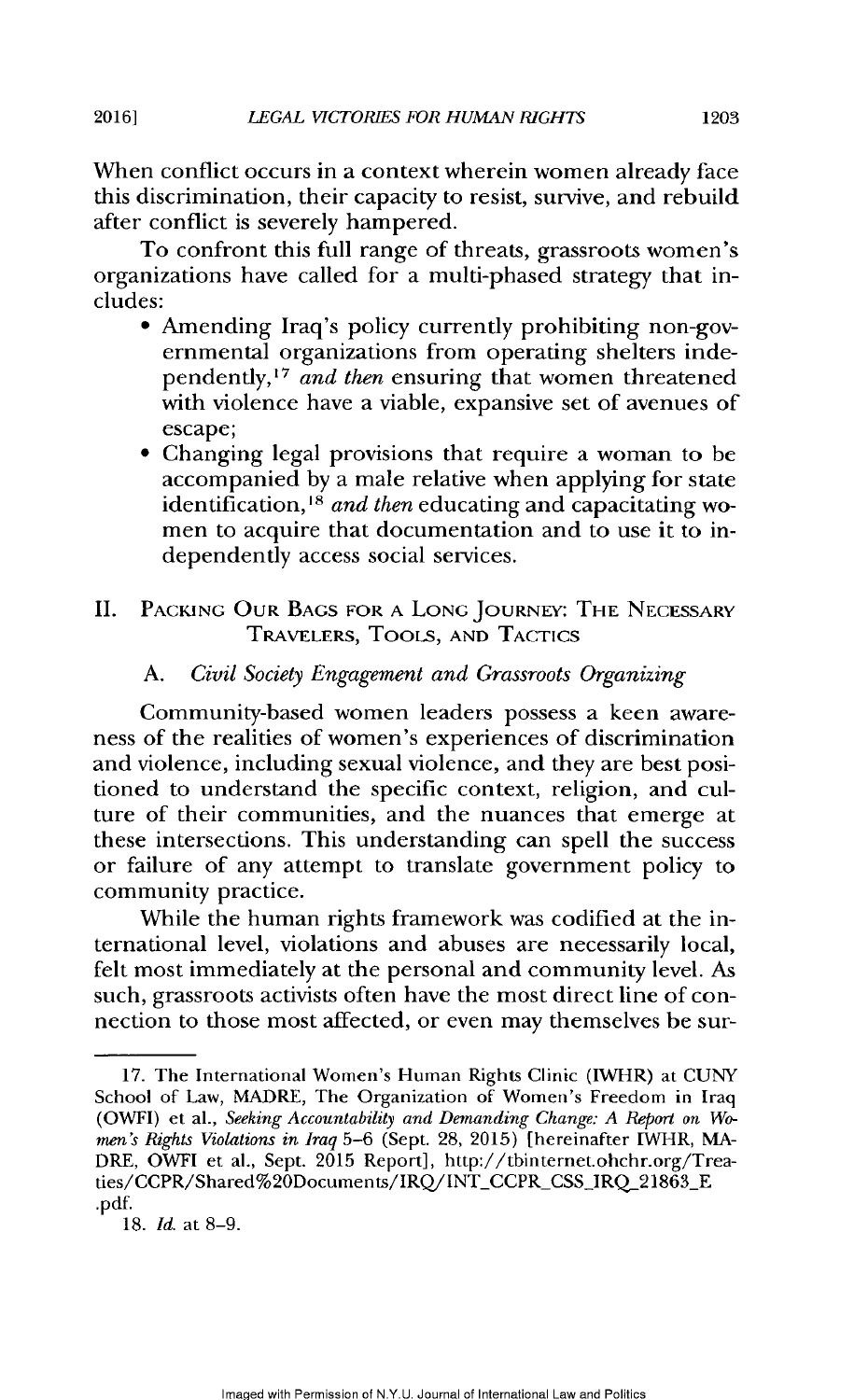When conflict occurs in a context wherein women already face this discrimination, their capacity to resist, survive, and rebuild after conflict is severely hampered.

To confront this full range of threats, grassroots women's organizations have called for a multi-phased strategy that includes:

- Amending Iraq's policy currently prohibiting non-governmental organizations from operating shelters independently,[17] *and then* ensuring that women threatened with violence have a viable, expansive set of avenues of escape;
- Changing legal provisions that require a woman to be accompanied by a male relative when applying for state identification,[18] *and then* educating and capacitating women to acquire that documentation and to use it to independently access social services.

## II. Packing Our Bags for a Long Journey: The Necessary Travelers, Tools, and Tactics

### A. *Civil Society Engagement and Grassroots Organizing*

Community-based women leaders possess a keen awareness of the realities of women's experiences of discrimination and violence, including sexual violence, and they are best positioned to understand the specific context, religion, and culture of their communities, and the nuances that emerge at these intersections. This understanding can spell the success or failure of any attempt to translate government policy to community practice.

While the human rights framework was codified at the international level, violations and abuses are necessarily local, felt most immediately at the personal and community level. As such, grassroots activists often have the most direct line of connection to those most affected, or even may themselves be sur-

---

17. The International Women's Human Rights Clinic (IWHR) at CUNY School of Law, MADRE, The Organization of Women's Freedom in Iraq (OWFI) et al., *Seeking Accountability and Demanding Change: A Report on Women's Rights Violations in Iraq* 5–6 (Sept. 28, 2015) [hereinafter IWHR, MADRE, OWFI et al., Sept. 2015 Report], http://tbinternet.ohchr.org/Treaties/CCPR/Shared%20Documents/IRQ/INT_CCPR_CSS_IRQ_21863_E.pdf.

18. *Id.* at 8–9.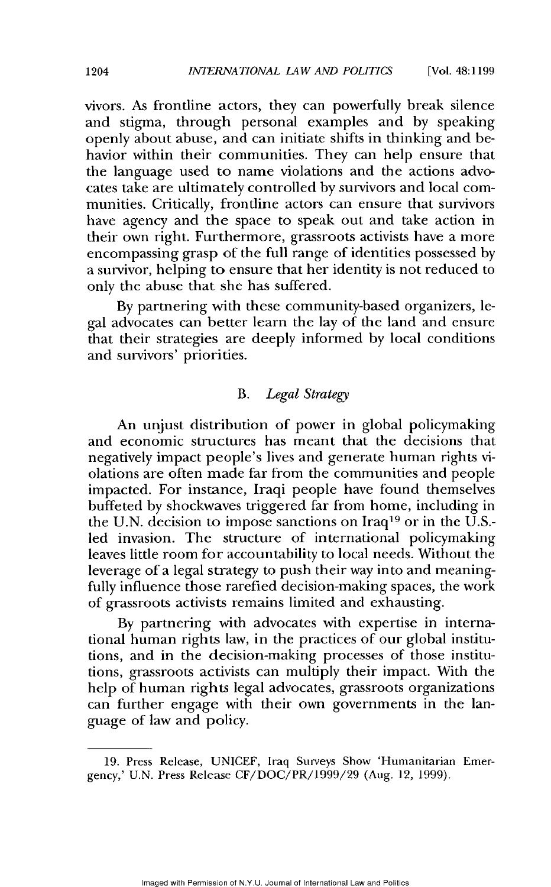vivors. As frontline actors, they can powerfully break silence and stigma, through personal examples and by speaking openly about abuse, and can initiate shifts in thinking and behavior within their communities. They can help ensure that the language used to name violations and the actions advocates take are ultimately controlled by survivors and local communities. Critically, frontline actors can ensure that survivors have agency and the space to speak out and take action in their own right. Furthermore, grassroots activists have a more encompassing grasp of the full range of identities possessed by a survivor, helping to ensure that her identity is not reduced to only the abuse that she has suffered.

By partnering with these community-based organizers, legal advocates can better learn the lay of the land and ensure that their strategies are deeply informed by local conditions and survivors' priorities.

### B. *Legal Strategy*

An unjust distribution of power in global policymaking and economic structures has meant that the decisions that negatively impact people's lives and generate human rights violations are often made far from the communities and people impacted. For instance, Iraqi people have found themselves buffeted by shockwaves triggered far from home, including in the U.N. decision to impose sanctions on Iraq[19] or in the U.S.-led invasion. The structure of international policymaking leaves little room for accountability to local needs. Without the leverage of a legal strategy to push their way into and meaningfully influence those rarefied decision-making spaces, the work of grassroots activists remains limited and exhausting.

By partnering with advocates with expertise in international human rights law, in the practices of our global institutions, and in the decision-making processes of those institutions, grassroots activists can multiply their impact. With the help of human rights legal advocates, grassroots organizations can further engage with their own governments in the language of law and policy.

---

19. Press Release, UNICEF, Iraq Surveys Show 'Humanitarian Emergency,' U.N. Press Release CF/DOC/PR/1999/29 (Aug. 12, 1999).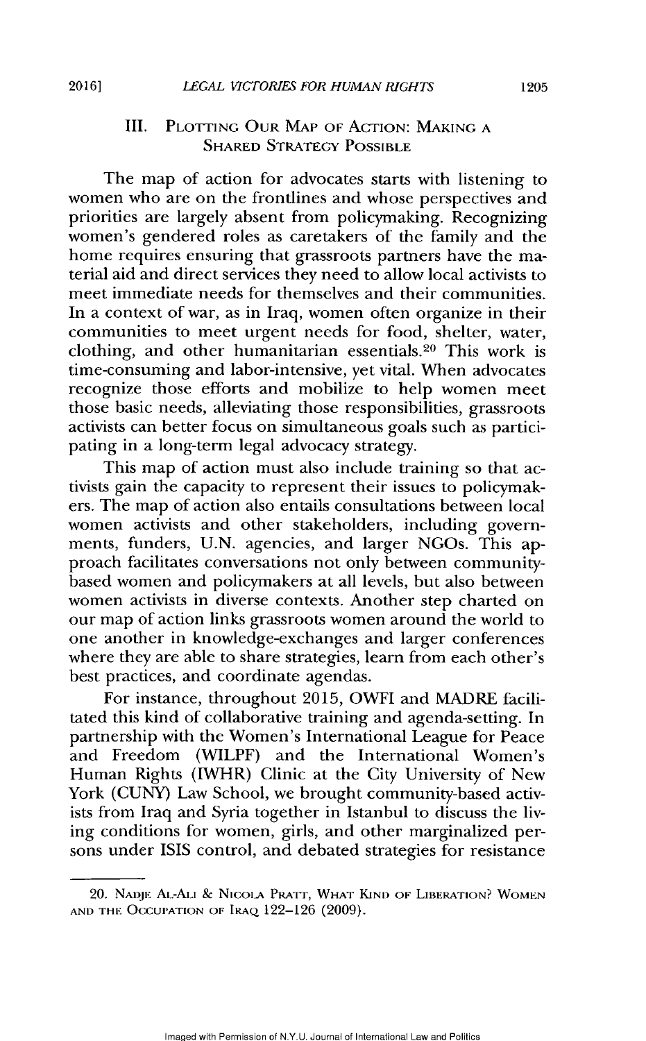## III. Plotting Our Map of Action: Making a Shared Strategy Possible

The map of action for advocates starts with listening to women who are on the frontlines and whose perspectives and priorities are largely absent from policymaking. Recognizing women's gendered roles as caretakers of the family and the home requires ensuring that grassroots partners have the material aid and direct services they need to allow local activists to meet immediate needs for themselves and their communities. In a context of war, as in Iraq, women often organize in their communities to meet urgent needs for food, shelter, water, clothing, and other humanitarian essentials.[20] This work is time-consuming and labor-intensive, yet vital. When advocates recognize those efforts and mobilize to help women meet those basic needs, alleviating those responsibilities, grassroots activists can better focus on simultaneous goals such as participating in a long-term legal advocacy strategy.

This map of action must also include training so that activists gain the capacity to represent their issues to policymakers. The map of action also entails consultations between local women activists and other stakeholders, including governments, funders, U.N. agencies, and larger NGOs. This approach facilitates conversations not only between community-based women and policymakers at all levels, but also between women activists in diverse contexts. Another step charted on our map of action links grassroots women around the world to one another in knowledge-exchanges and larger conferences where they are able to share strategies, learn from each other's best practices, and coordinate agendas.

For instance, throughout 2015, OWFI and MADRE facilitated this kind of collaborative training and agenda-setting. In partnership with the Women's International League for Peace and Freedom (WILPF) and the International Women's Human Rights (IWHR) Clinic at the City University of New York (CUNY) Law School, we brought community-based activists from Iraq and Syria together in Istanbul to discuss the living conditions for women, girls, and other marginalized persons under ISIS control, and debated strategies for resistance

---

20. Nadje Al-Ali & Nicola Pratt, What Kind of Liberation? Women and the Occupation of Iraq 122–126 (2009).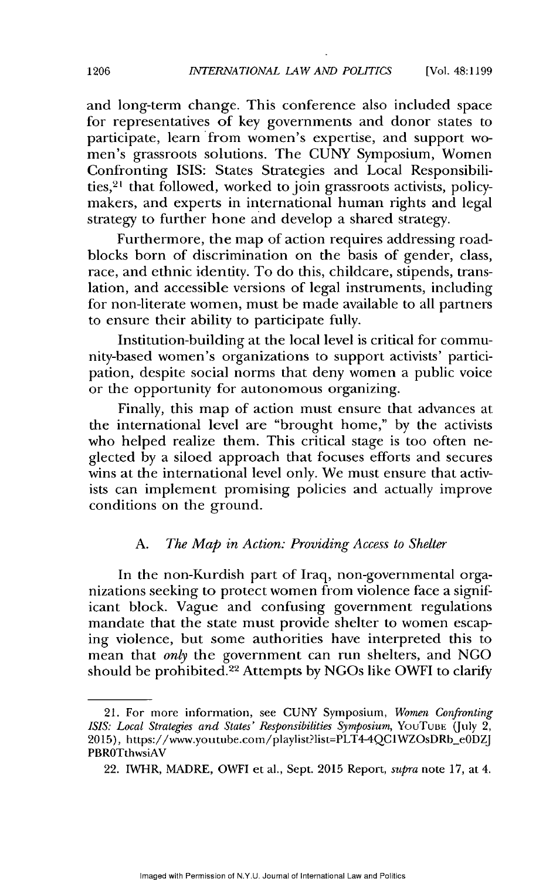and long-term change. This conference also included space for representatives of key governments and donor states to participate, learn from women's expertise, and support women's grassroots solutions. The CUNY Symposium, Women Confronting ISIS: States Strategies and Local Responsibilities,[21] that followed, worked to join grassroots activists, policymakers, and experts in international human rights and legal strategy to further hone and develop a shared strategy.

Furthermore, the map of action requires addressing roadblocks born of discrimination on the basis of gender, class, race, and ethnic identity. To do this, childcare, stipends, translation, and accessible versions of legal instruments, including for non-literate women, must be made available to all partners to ensure their ability to participate fully.

Institution-building at the local level is critical for community-based women's organizations to support activists' participation, despite social norms that deny women a public voice or the opportunity for autonomous organizing.

Finally, this map of action must ensure that advances at the international level are "brought home," by the activists who helped realize them. This critical stage is too often neglected by a siloed approach that focuses efforts and secures wins at the international level only. We must ensure that activists can implement promising policies and actually improve conditions on the ground.

### A. *The Map in Action: Providing Access to Shelter*

In the non-Kurdish part of Iraq, non-governmental organizations seeking to protect women from violence face a significant block. Vague and confusing government regulations mandate that the state must provide shelter to women escaping violence, but some authorities have interpreted this to mean that *only* the government can run shelters, and NGO should be prohibited.[22] Attempts by NGOs like OWFI to clarify

---

21. For more information, see CUNY Symposium, *Women Confronting ISIS: Local Strategies and States' Responsibilities Symposium*, YouTube (July 2, 2015), https://www.youtube.com/playlist?list=PLT4-4QC1WZOsDRb_e0DZJPBR0TthwsiAV

22. IWHR, MADRE, OWFI et al., Sept. 2015 Report, *supra* note 17, at 4.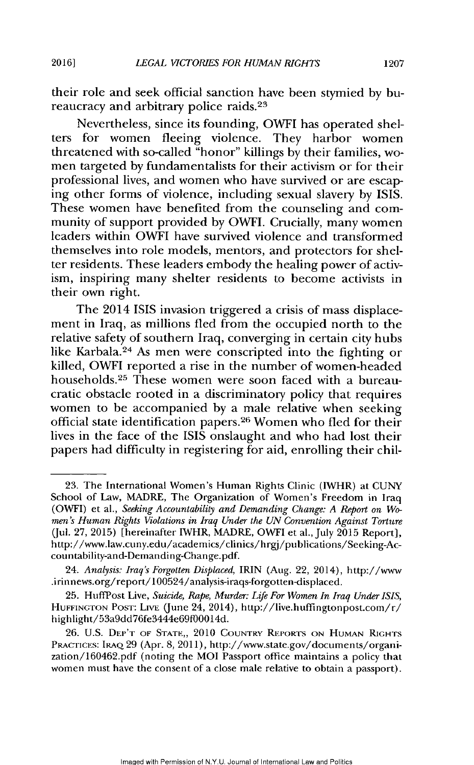their role and seek official sanction have been stymied by bureaucracy and arbitrary police raids.[23]

Nevertheless, since its founding, OWFI has operated shelters for women fleeing violence. They harbor women threatened with so-called "honor" killings by their families, women targeted by fundamentalists for their activism or for their professional lives, and women who have survived or are escaping other forms of violence, including sexual slavery by ISIS. These women have benefited from the counseling and community of support provided by OWFI. Crucially, many women leaders within OWFI have survived violence and transformed themselves into role models, mentors, and protectors for shelter residents. These leaders embody the healing power of activism, inspiring many shelter residents to become activists in their own right.

The 2014 ISIS invasion triggered a crisis of mass displacement in Iraq, as millions fled from the occupied north to the relative safety of southern Iraq, converging in certain city hubs like Karbala.[24] As men were conscripted into the fighting or killed, OWFI reported a rise in the number of women-headed households.[25] These women were soon faced with a bureaucratic obstacle rooted in a discriminatory policy that requires women to be accompanied by a male relative when seeking official state identification papers.[26] Women who fled for their lives in the face of the ISIS onslaught and who had lost their papers had difficulty in registering for aid, enrolling their chil-

---

23. The International Women's Human Rights Clinic (IWHR) at CUNY School of Law, MADRE, The Organization of Women's Freedom in Iraq (OWFI) et al., *Seeking Accountability and Demanding Change: A Report on Women's Human Rights Violations in Iraq Under the UN Convention Against Torture* (Jul. 27, 2015) [hereinafter IWHR, MADRE, OWFI et al., July 2015 Report], http://www.law.cuny.edu/academics/clinics/hrgj/publications/Seeking-Accountability-and-Demanding-Change.pdf.

24. *Analysis: Iraq's Forgotten Displaced*, IRIN (Aug. 22, 2014), http://www.irinnews.org/report/100524/analysis-iraqs-forgotten-displaced.

25. HuffPost Live, *Suicide, Rape, Murder: Life For Women In Iraq Under ISIS*, HUFFINGTON POST: LIVE (June 24, 2014), http://live.huffingtonpost.com/r/highlight/53a9dd76fe3444e69f00014d.

26. U.S. DEP'T OF STATE,, 2010 COUNTRY REPORTS ON HUMAN RIGHTS PRACTICES: IRAQ 29 (Apr. 8, 2011), http://www.state.gov/documents/organization/160462.pdf (noting the MOI Passport office maintains a policy that women must have the consent of a close male relative to obtain a passport).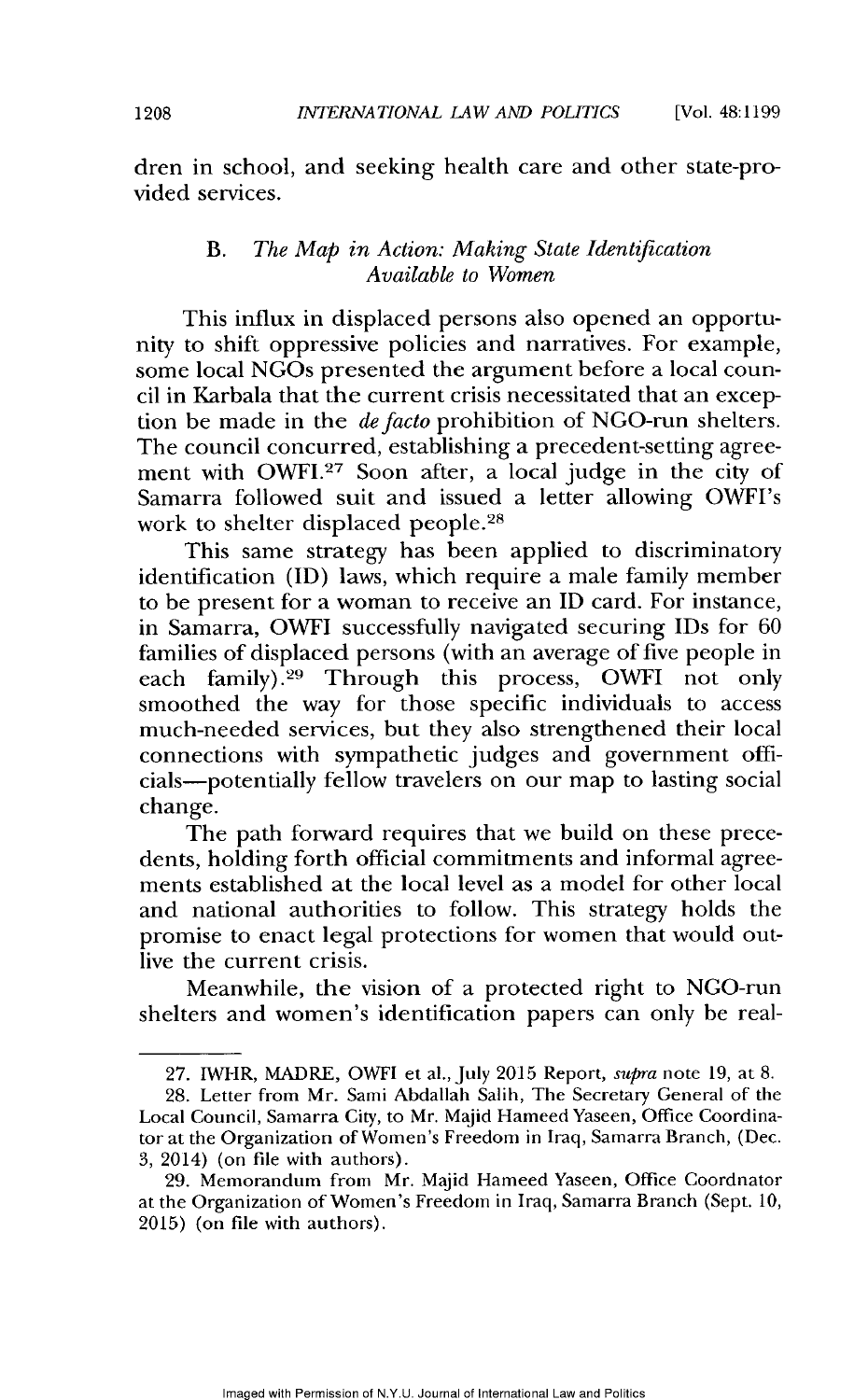dren in school, and seeking health care and other state-provided services.

### B. *The Map in Action: Making State Identification Available to Women*

This influx in displaced persons also opened an opportunity to shift oppressive policies and narratives. For example, some local NGOs presented the argument before a local council in Karbala that the current crisis necessitated that an exception be made in the *de facto* prohibition of NGO-run shelters. The council concurred, establishing a precedent-setting agreement with OWFI.[27] Soon after, a local judge in the city of Samarra followed suit and issued a letter allowing OWFI's work to shelter displaced people.[28]

This same strategy has been applied to discriminatory identification (ID) laws, which require a male family member to be present for a woman to receive an ID card. For instance, in Samarra, OWFI successfully navigated securing IDs for 60 families of displaced persons (with an average of five people in each family).[29] Through this process, OWFI not only smoothed the way for those specific individuals to access much-needed services, but they also strengthened their local connections with sympathetic judges and government officials—potentially fellow travelers on our map to lasting social change.

The path forward requires that we build on these precedents, holding forth official commitments and informal agreements established at the local level as a model for other local and national authorities to follow. This strategy holds the promise to enact legal protections for women that would outlive the current crisis.

Meanwhile, the vision of a protected right to NGO-run shelters and women's identification papers can only be real-

---

27. IWHR, MADRE, OWFI et al., July 2015 Report, *supra* note 19, at 8.

28. Letter from Mr. Sami Abdallah Salih, The Secretary General of the Local Council, Samarra City, to Mr. Majid Hameed Yaseen, Office Coordinator at the Organization of Women's Freedom in Iraq, Samarra Branch, (Dec. 3, 2014) (on file with authors).

29. Memorandum from Mr. Majid Hameed Yaseen, Office Coordnator at the Organization of Women's Freedom in Iraq, Samarra Branch (Sept. 10, 2015) (on file with authors).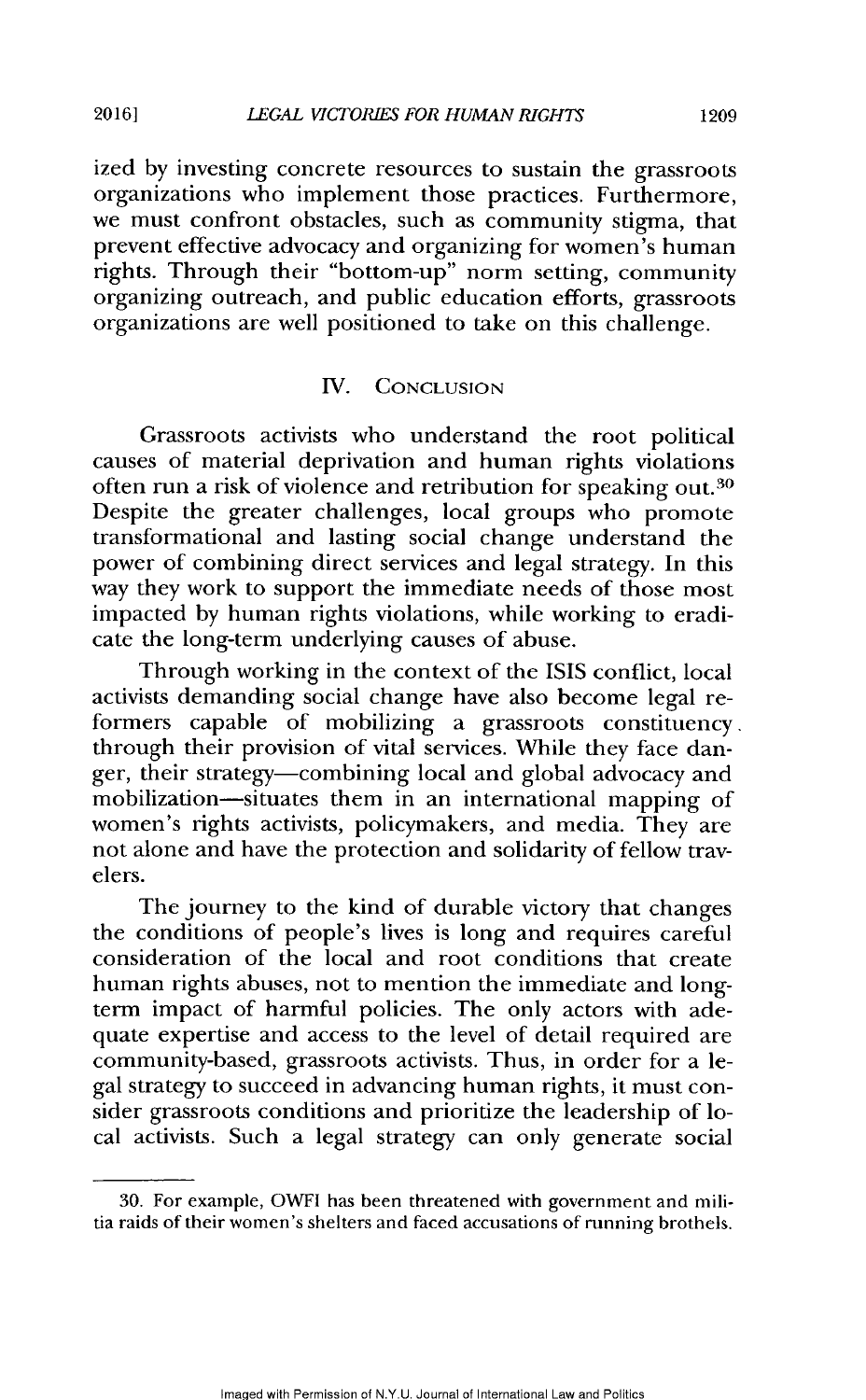ized by investing concrete resources to sustain the grassroots organizations who implement those practices. Furthermore, we must confront obstacles, such as community stigma, that prevent effective advocacy and organizing for women's human rights. Through their "bottom-up" norm setting, community organizing outreach, and public education efforts, grassroots organizations are well positioned to take on this challenge.

## IV. CONCLUSION

Grassroots activists who understand the root political causes of material deprivation and human rights violations often run a risk of violence and retribution for speaking out.[30] Despite the greater challenges, local groups who promote transformational and lasting social change understand the power of combining direct services and legal strategy. In this way they work to support the immediate needs of those most impacted by human rights violations, while working to eradicate the long-term underlying causes of abuse.

Through working in the context of the ISIS conflict, local activists demanding social change have also become legal reformers capable of mobilizing a grassroots constituency through their provision of vital services. While they face danger, their strategy—combining local and global advocacy and mobilization—situates them in an international mapping of women's rights activists, policymakers, and media. They are not alone and have the protection and solidarity of fellow travelers.

The journey to the kind of durable victory that changes the conditions of people's lives is long and requires careful consideration of the local and root conditions that create human rights abuses, not to mention the immediate and long-term impact of harmful policies. The only actors with adequate expertise and access to the level of detail required are community-based, grassroots activists. Thus, in order for a legal strategy to succeed in advancing human rights, it must consider grassroots conditions and prioritize the leadership of local activists. Such a legal strategy can only generate social

---

30. For example, OWFI has been threatened with government and militia raids of their women's shelters and faced accusations of running brothels.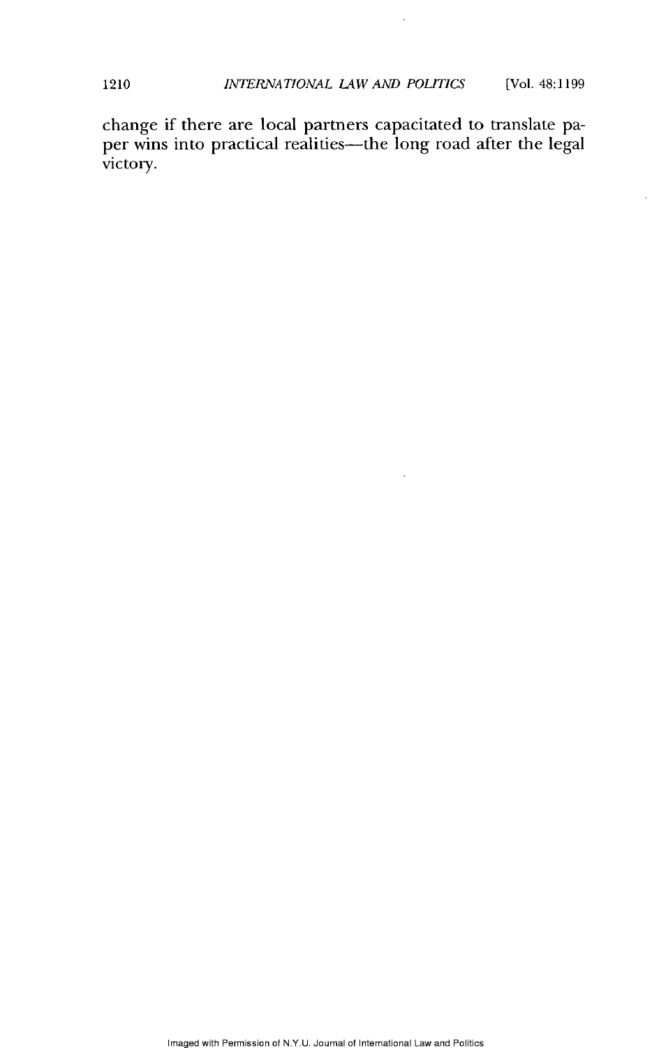change if there are local partners capacitated to translate paper wins into practical realities—the long road after the legal victory.